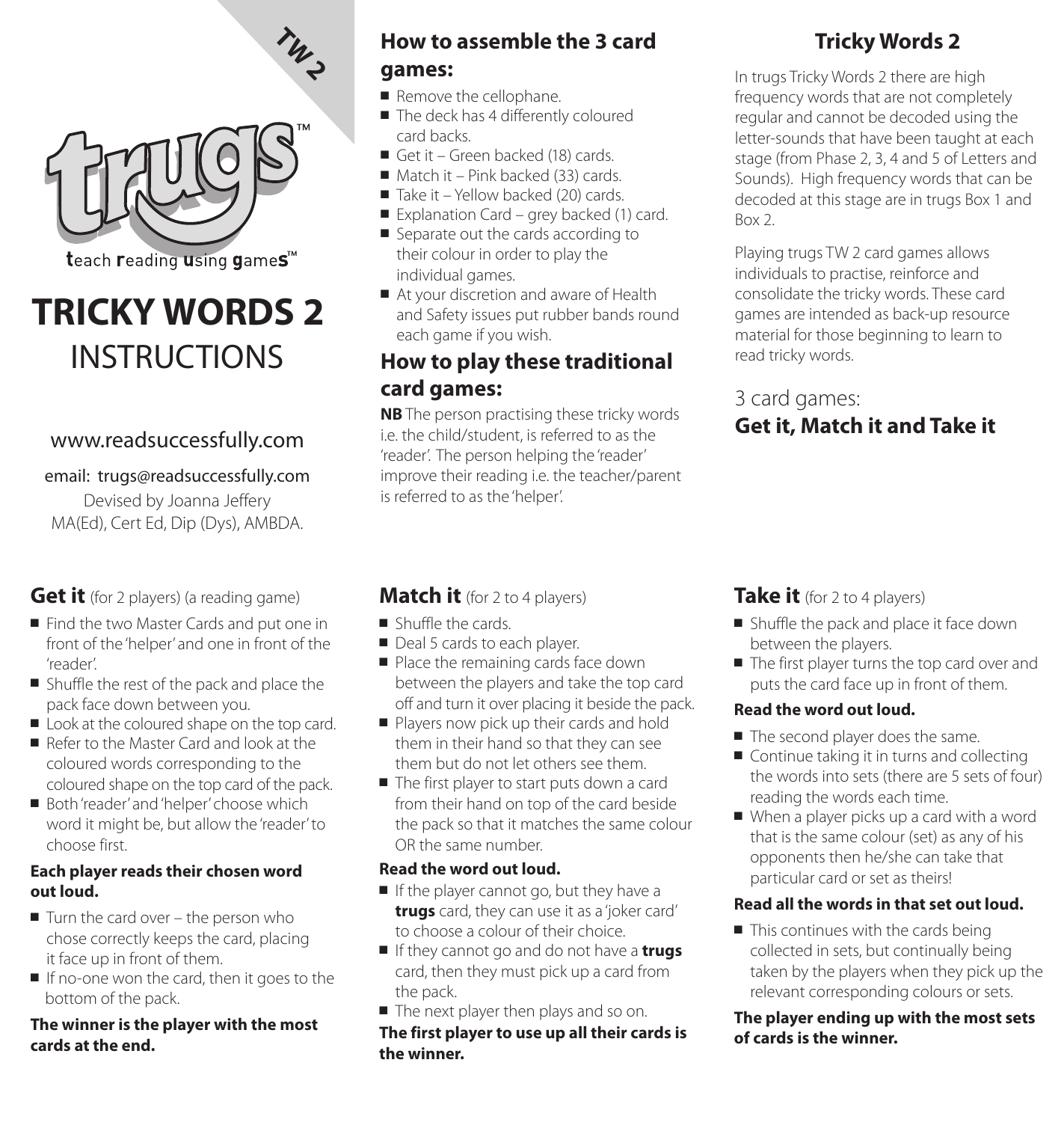TW 2

trugs™

teach reading using games™

# TRICKY WORDS 2

# INSTRUCTIONS

www.readsuccessfully.com

email: trugs@readsuccessfully.com

Devised by Joanna Jeffery MA(Ed), Cert Ed, Dip (Dys), AMBDA.

## How to assemble the 3 card games:

- Remove the cellophane.
- The deck has 4 differently coloured card backs.
- Get it – Green backed (18) cards.
- Match it – Pink backed (33) cards.
- Take it – Yellow backed (20) cards.
- Explanation Card – grey backed (1) card.
- Separate out the cards according to their colour in order to play the individual games.
- At your discretion and aware of Health and Safety issues put rubber bands round each game if you wish.

## How to play these traditional card games:

**NB** The person practising these tricky words i.e. the child/student, is referred to as the 'reader'. The person helping the 'reader' improve their reading i.e. the teacher/parent is referred to as the 'helper'.

## Tricky Words 2

In trugs Tricky Words 2 there are high frequency words that are not completely regular and cannot be decoded using the letter-sounds that have been taught at each stage (from Phase 2, 3, 4 and 5 of Letters and Sounds). High frequency words that can be decoded at this stage are in trugs Box 1 and Box 2.

Playing trugs TW 2 card games allows individuals to practise, reinforce and consolidate the tricky words. These card games are intended as back-up resource material for those beginning to learn to read tricky words.

3 card games:
**Get it, Match it and Take it**

## Get it (for 2 players) (a reading game)

- Find the two Master Cards and put one in front of the 'helper' and one in front of the 'reader'.
- Shuffle the rest of the pack and place the pack face down between you.
- Look at the coloured shape on the top card.
- Refer to the Master Card and look at the coloured words corresponding to the coloured shape on the top card of the pack.
- Both 'reader' and 'helper' choose which word it might be, but allow the 'reader' to choose first.

**Each player reads their chosen word out loud.**

- Turn the card over – the person who chose correctly keeps the card, placing it face up in front of them.
- If no-one won the card, then it goes to the bottom of the pack.

**The winner is the player with the most cards at the end.**

## Match it (for 2 to 4 players)

- Shuffle the cards.
- Deal 5 cards to each player.
- Place the remaining cards face down between the players and take the top card off and turn it over placing it beside the pack.
- Players now pick up their cards and hold them in their hand so that they can see them but do not let others see them.
- The first player to start puts down a card from their hand on top of the card beside the pack so that it matches the same colour OR the same number.

**Read the word out loud.**

- If the player cannot go, but they have a **trugs** card, they can use it as a 'joker card' to choose a colour of their choice.
- If they cannot go and do not have a **trugs** card, then they must pick up a card from the pack.
- The next player then plays and so on.

**The first player to use up all their cards is the winner.**

## Take it (for 2 to 4 players)

- Shuffle the pack and place it face down between the players.
- The first player turns the top card over and puts the card face up in front of them.

**Read the word out loud.**

- The second player does the same.
- Continue taking it in turns and collecting the words into sets (there are 5 sets of four) reading the words each time.
- When a player picks up a card with a word that is the same colour (set) as any of his opponents then he/she can take that particular card or set as theirs!

**Read all the words in that set out loud.**

- This continues with the cards being collected in sets, but continually being taken by the players when they pick up the relevant corresponding colours or sets.

**The player ending up with the most sets of cards is the winner.**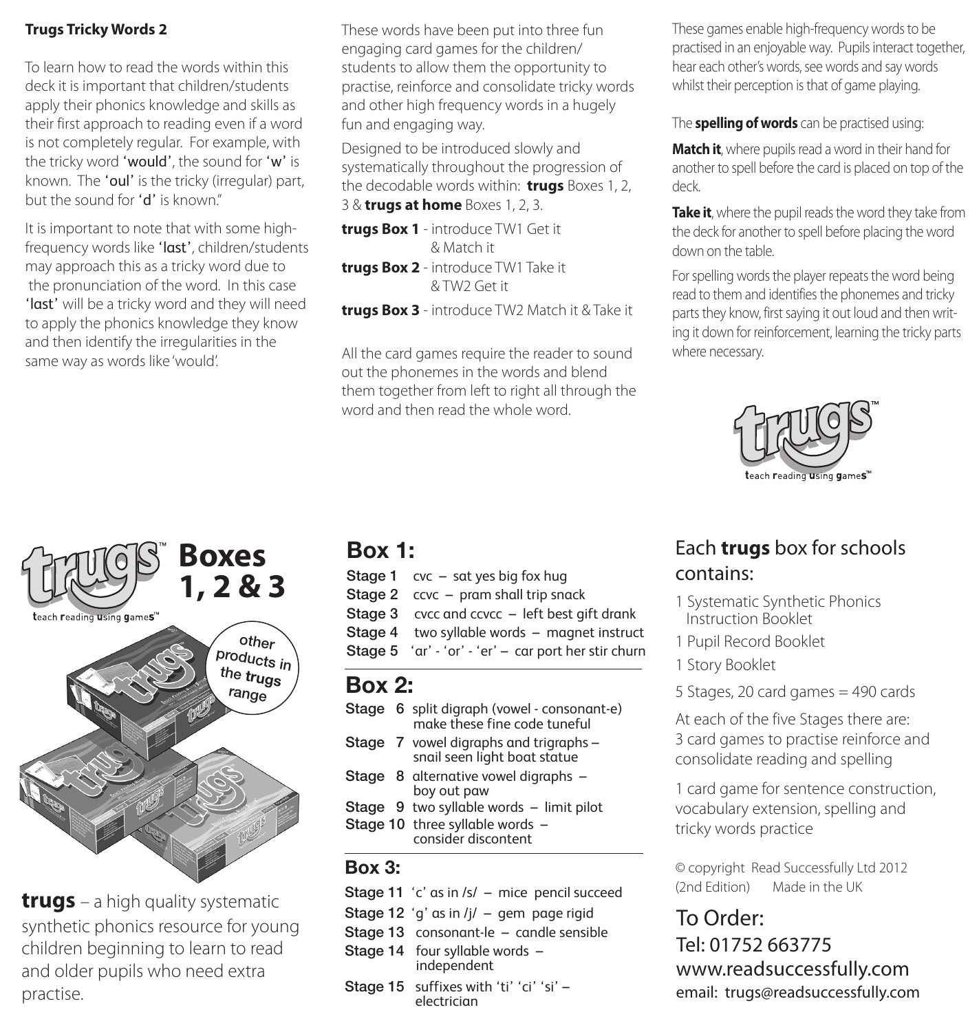**Trugs Tricky Words 2**

To learn how to read the words within this deck it is important that children/students apply their phonics knowledge and skills as their first approach to reading even if a word is not completely regular. For example, with the tricky word 'would', the sound for 'w' is known. The 'oul' is the tricky (irregular) part, but the sound for 'd' is known."

It is important to note that with some high-frequency words like 'last', children/students may approach this as a tricky word due to the pronunciation of the word. In this case 'last' will be a tricky word and they will need to apply the phonics knowledge they know and then identify the irregularities in the same way as words like 'would'.

These words have been put into three fun engaging card games for the children/ students to allow them the opportunity to practise, reinforce and consolidate tricky words and other high frequency words in a hugely fun and engaging way.

Designed to be introduced slowly and systematically throughout the progression of the decodable words within: **trugs** Boxes 1, 2, 3 & **trugs at home** Boxes 1, 2, 3.

**trugs Box 1** - introduce TW1 Get it & Match it

**trugs Box 2** - introduce TW1 Take it & TW2 Get it

**trugs Box 3** - introduce TW2 Match it & Take it

All the card games require the reader to sound out the phonemes in the words and blend them together from left to right all through the word and then read the whole word.

These games enable high-frequency words to be practised in an enjoyable way. Pupils interact together, hear each other's words, see words and say words whilst their perception is that of game playing.

The **spelling of words** can be practised using:

**Match it**, where pupils read a word in their hand for another to spell before the card is placed on top of the deck.

**Take it**, where the pupil reads the word they take from the deck for another to spell before placing the word down on the table.

For spelling words the player repeats the word being read to them and identifies the phonemes and tricky parts they know, first saying it out loud and then writing it down for reinforcement, learning the tricky parts where necessary.

trugs™ teach reading using games™

# trugs™ Boxes 1, 2 & 3

teach reading using games™

other products in the **trugs** range

**trugs** – a high quality systematic synthetic phonics resource for young children beginning to learn to read and older pupils who need extra practise.

## Box 1:

**Stage 1** cvc – sat yes big fox hug
**Stage 2** ccvc – pram shall trip snack
**Stage 3** cvcc and ccvcc – left best gift drank
**Stage 4** two syllable words – magnet instruct
**Stage 5** 'ar' - 'or' - 'er' – car port her stir churn

## Box 2:

**Stage 6** split digraph (vowel - consonant-e) make these fine code tuneful
**Stage 7** vowel digraphs and trigraphs – snail seen light boat statue
**Stage 8** alternative vowel digraphs – boy out paw
**Stage 9** two syllable words – limit pilot
**Stage 10** three syllable words – consider discontent

## Box 3:

**Stage 11** 'c' as in /s/ – mice pencil succeed
**Stage 12** 'g' as in /j/ – gem page rigid
**Stage 13** consonant-le – candle sensible
**Stage 14** four syllable words – independent
**Stage 15** suffixes with 'ti' 'ci' 'si' – electrician

## Each **trugs** box for schools contains:

- 1 Systematic Synthetic Phonics Instruction Booklet
- 1 Pupil Record Booklet
- 1 Story Booklet
- 5 Stages, 20 card games = 490 cards

At each of the five Stages there are:
3 card games to practise reinforce and consolidate reading and spelling

1 card game for sentence construction, vocabulary extension, spelling and tricky words practice

© copyright Read Successfully Ltd 2012 (2nd Edition) Made in the UK

## To Order:

Tel: 01752 663775
www.readsuccessfully.com
email: trugs@readsuccessfully.com